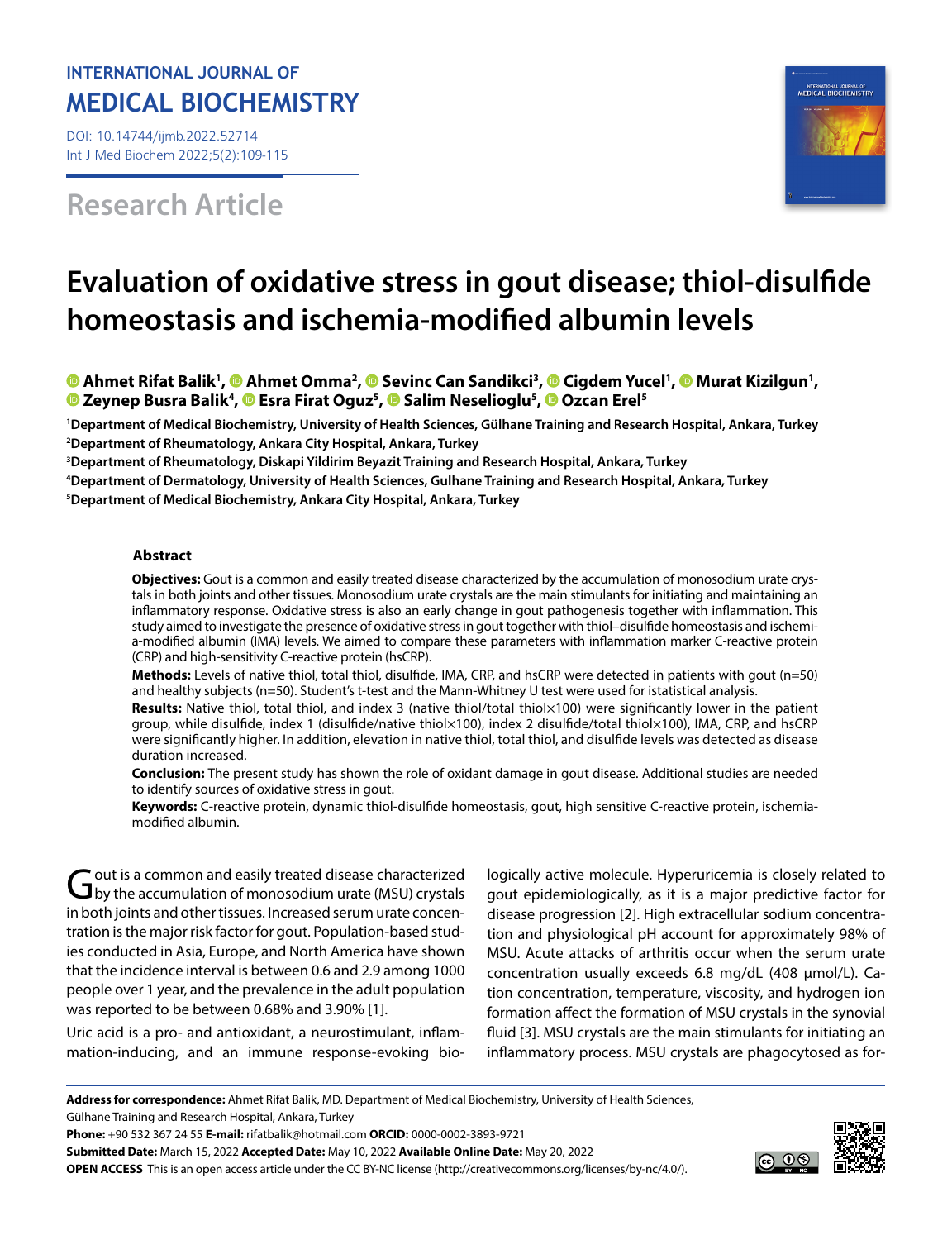INTERNATIONAL JOURNAL OF
MEDICAL BIOCHEMISTRY

DOI: 10.14744/ijmb.2022.52714
Int J Med Biochem 2022;5(2):109-115

**Research Article**

# Evaluation of oxidative stress in gout disease; thiol-disulfide homeostasis and ischemia-modified albumin levels

**Ahmet Rifat Balik[1], Ahmet Omma[2], Sevinc Can Sandikci[3], Cigdem Yucel[1], Murat Kizilgun[1], Zeynep Busra Balik[4], Esra Firat Oguz[5], Salim Neselioglu[5], Ozcan Erel[5]**

[1]Department of Medical Biochemistry, University of Health Sciences, Gülhane Training and Research Hospital, Ankara, Turkey
[2]Department of Rheumatology, Ankara City Hospital, Ankara, Turkey
[3]Department of Rheumatology, Diskapi Yildirim Beyazit Training and Research Hospital, Ankara, Turkey
[4]Department of Dermatology, University of Health Sciences, Gulhane Training and Research Hospital, Ankara, Turkey
[5]Department of Medical Biochemistry, Ankara City Hospital, Ankara, Turkey

## Abstract

**Objectives:** Gout is a common and easily treated disease characterized by the accumulation of monosodium urate crystals in both joints and other tissues. Monosodium urate crystals are the main stimulants for initiating and maintaining an inflammatory response. Oxidative stress is also an early change in gout pathogenesis together with inflammation. This study aimed to investigate the presence of oxidative stress in gout together with thiol–disulfide homeostasis and ischemia-modified albumin (IMA) levels. We aimed to compare these parameters with inflammation marker C-reactive protein (CRP) and high-sensitivity C-reactive protein (hsCRP).

**Methods:** Levels of native thiol, total thiol, disulfide, IMA, CRP, and hsCRP were detected in patients with gout (n=50) and healthy subjects (n=50). Student's t-test and the Mann-Whitney U test were used for istatistical analysis.

**Results:** Native thiol, total thiol, and index 3 (native thiol/total thiol×100) were significantly lower in the patient group, while disulfide, index 1 (disulfide/native thiol×100), index 2 disulfide/total thiol×100), IMA, CRP, and hsCRP were significantly higher. In addition, elevation in native thiol, total thiol, and disulfide levels was detected as disease duration increased.

**Conclusion:** The present study has shown the role of oxidant damage in gout disease. Additional studies are needed to identify sources of oxidative stress in gout.

**Keywords:** C-reactive protein, dynamic thiol-disulfide homeostasis, gout, high sensitive C-reactive protein, ischemia-modified albumin.

Gout is a common and easily treated disease characterized by the accumulation of monosodium urate (MSU) crystals in both joints and other tissues. Increased serum urate concentration is the major risk factor for gout. Population-based studies conducted in Asia, Europe, and North America have shown that the incidence interval is between 0.6 and 2.9 among 1000 people over 1 year, and the prevalence in the adult population was reported to be between 0.68% and 3.90% [1].

Uric acid is a pro- and antioxidant, a neurostimulant, inflammation-inducing, and an immune response-evoking biologically active molecule. Hyperuricemia is closely related to gout epidemiologically, as it is a major predictive factor for disease progression [2]. High extracellular sodium concentration and physiological pH account for approximately 98% of MSU. Acute attacks of arthritis occur when the serum urate concentration usually exceeds 6.8 mg/dL (408 μmol/L). Cation concentration, temperature, viscosity, and hydrogen ion formation affect the formation of MSU crystals in the synovial fluid [3]. MSU crystals are the main stimulants for initiating an inflammatory process. MSU crystals are phagocytosed as for-

**Address for correspondence:** Ahmet Rifat Balik, MD. Department of Medical Biochemistry, University of Health Sciences, Gülhane Training and Research Hospital, Ankara, Turkey
**Phone:** +90 532 367 24 55 **E-mail:** rifatbalik@hotmail.com **ORCID:** 0000-0002-3893-9721
**Submitted Date:** March 15, 2022 **Accepted Date:** May 10, 2022 **Available Online Date:** May 20, 2022
**OPEN ACCESS** This is an open access article under the CC BY-NC license (http://creativecommons.org/licenses/by-nc/4.0/).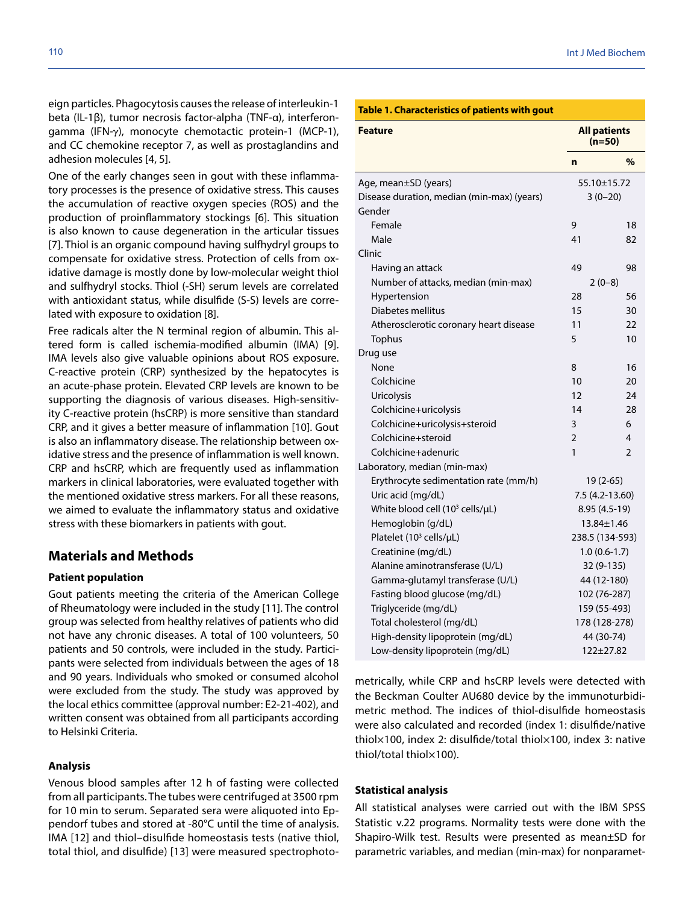eign particles. Phagocytosis causes the release of interleukin-1 beta (IL-1β), tumor necrosis factor-alpha (TNF-α), interferon-gamma (IFN-γ), monocyte chemotactic protein-1 (MCP-1), and CC chemokine receptor 7, as well as prostaglandins and adhesion molecules [4, 5].

One of the early changes seen in gout with these inflammatory processes is the presence of oxidative stress. This causes the accumulation of reactive oxygen species (ROS) and the production of proinflammatory stockings [6]. This situation is also known to cause degeneration in the articular tissues [7]. Thiol is an organic compound having sulfhydryl groups to compensate for oxidative stress. Protection of cells from oxidative damage is mostly done by low-molecular weight thiol and sulfhydryl stocks. Thiol (-SH) serum levels are correlated with antioxidant status, while disulfide (S-S) levels are correlated with exposure to oxidation [8].

Free radicals alter the N terminal region of albumin. This altered form is called ischemia-modified albumin (IMA) [9]. IMA levels also give valuable opinions about ROS exposure. C-reactive protein (CRP) synthesized by the hepatocytes is an acute-phase protein. Elevated CRP levels are known to be supporting the diagnosis of various diseases. High-sensitivity C-reactive protein (hsCRP) is more sensitive than standard CRP, and it gives a better measure of inflammation [10]. Gout is also an inflammatory disease. The relationship between oxidative stress and the presence of inflammation is well known. CRP and hsCRP, which are frequently used as inflammation markers in clinical laboratories, were evaluated together with the mentioned oxidative stress markers. For all these reasons, we aimed to evaluate the inflammatory status and oxidative stress with these biomarkers in patients with gout.

## Materials and Methods

### Patient population

Gout patients meeting the criteria of the American College of Rheumatology were included in the study [11]. The control group was selected from healthy relatives of patients who did not have any chronic diseases. A total of 100 volunteers, 50 patients and 50 controls, were included in the study. Participants were selected from individuals between the ages of 18 and 90 years. Individuals who smoked or consumed alcohol were excluded from the study. The study was approved by the local ethics committee (approval number: E2-21-402), and written consent was obtained from all participants according to Helsinki Criteria.

### Analysis

Venous blood samples after 12 h of fasting were collected from all participants. The tubes were centrifuged at 3500 rpm for 10 min to serum. Separated sera were aliquoted into Eppendorf tubes and stored at -80°C until the time of analysis. IMA [12] and thiol–disulfide homeostasis tests (native thiol, total thiol, and disulfide) [13] were measured spectrophotometrically, while CRP and hsCRP levels were detected with the Beckman Coulter AU680 device by the immunoturbidimetric method. The indices of thiol-disulfide homeostasis were also calculated and recorded (index 1: disulfide/native thiol×100, index 2: disulfide/total thiol×100, index 3: native thiol/total thiol×100).

**Table 1. Characteristics of patients with gout**

| Feature | All patients (n=50) | |
|---|---|---|
| | n | % |
| Age, mean±SD (years) | 55.10±15.72 | |
| Disease duration, median (min-max) (years) | 3 (0–20) | |
| Gender | | |
| Female | 9 | 18 |
| Male | 41 | 82 |
| Clinic | | |
| Having an attack | 49 | 98 |
| Number of attacks, median (min-max) | 2 (0–8) | |
| Hypertension | 28 | 56 |
| Diabetes mellitus | 15 | 30 |
| Atherosclerotic coronary heart disease | 11 | 22 |
| Tophus | 5 | 10 |
| Drug use | | |
| None | 8 | 16 |
| Colchicine | 10 | 20 |
| Uricolysis | 12 | 24 |
| Colchicine+uricolysis | 14 | 28 |
| Colchicine+uricolysis+steroid | 3 | 6 |
| Colchicine+steroid | 2 | 4 |
| Colchicine+adenuric | 1 | 2 |
| Laboratory, median (min-max) | | |
| Erythrocyte sedimentation rate (mm/h) | 19 (2-65) | |
| Uric acid (mg/dL) | 7.5 (4.2-13.60) | |
| White blood cell ($10^3$ cells/μL) | 8.95 (4.5-19) | |
| Hemoglobin (g/dL) | 13.84±1.46 | |
| Platelet ($10^3$ cells/μL) | 238.5 (134-593) | |
| Creatinine (mg/dL) | 1.0 (0.6-1.7) | |
| Alanine aminotransferase (U/L) | 32 (9-135) | |
| Gamma-glutamyl transferase (U/L) | 44 (12-180) | |
| Fasting blood glucose (mg/dL) | 102 (76-287) | |
| Triglyceride (mg/dL) | 159 (55-493) | |
| Total cholesterol (mg/dL) | 178 (128-278) | |
| High-density lipoprotein (mg/dL) | 44 (30-74) | |
| Low-density lipoprotein (mg/dL) | 122±27.82 | |

### Statistical analysis

All statistical analyses were carried out with the IBM SPSS Statistic v.22 programs. Normality tests were done with the Shapiro-Wilk test. Results were presented as mean±SD for parametric variables, and median (min-max) for nonparamet-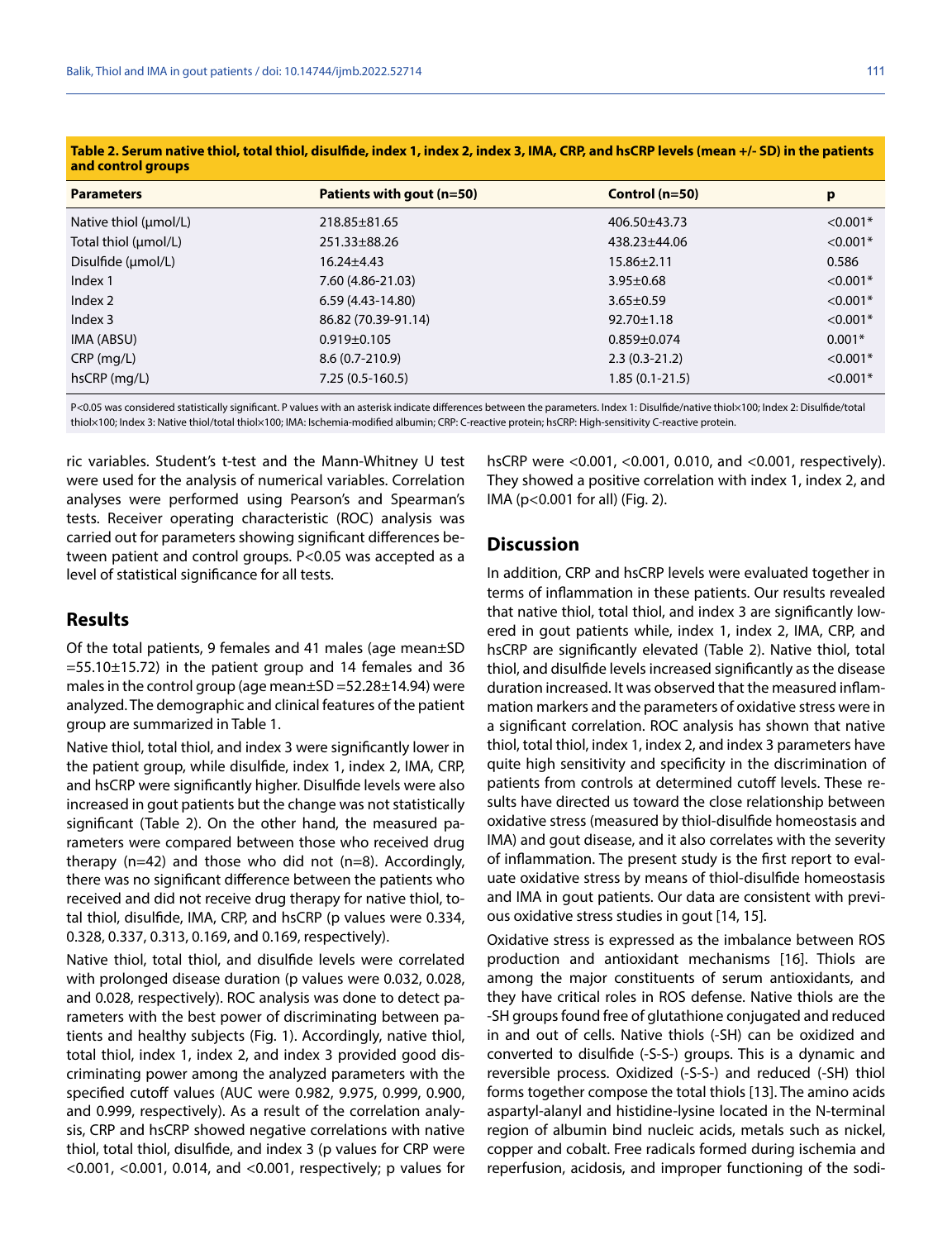**Table 2. Serum native thiol, total thiol, disulfide, index 1, index 2, index 3, IMA, CRP, and hsCRP levels (mean +/- SD) in the patients and control groups**

| Parameters | Patients with gout (n=50) | Control (n=50) | p |
|---|---|---|---|
| Native thiol (µmol/L) | 218.85±81.65 | 406.50±43.73 | <0.001* |
| Total thiol (µmol/L) | 251.33±88.26 | 438.23±44.06 | <0.001* |
| Disulfide (µmol/L) | 16.24±4.43 | 15.86±2.11 | 0.586 |
| Index 1 | 7.60 (4.86-21.03) | 3.95±0.68 | <0.001* |
| Index 2 | 6.59 (4.43-14.80) | 3.65±0.59 | <0.001* |
| Index 3 | 86.82 (70.39-91.14) | 92.70±1.18 | <0.001* |
| IMA (ABSU) | 0.919±0.105 | 0.859±0.074 | 0.001* |
| CRP (mg/L) | 8.6 (0.7-210.9) | 2.3 (0.3-21.2) | <0.001* |
| hsCRP (mg/L) | 7.25 (0.5-160.5) | 1.85 (0.1-21.5) | <0.001* |

P<0.05 was considered statistically significant. P values with an asterisk indicate differences between the parameters. Index 1: Disulfide/native thiol×100; Index 2: Disulfide/total thiol×100; Index 3: Native thiol/total thiol×100; IMA: Ischemia-modified albumin; CRP: C-reactive protein; hsCRP: High-sensitivity C-reactive protein.

ric variables. Student's t-test and the Mann-Whitney U test were used for the analysis of numerical variables. Correlation analyses were performed using Pearson's and Spearman's tests. Receiver operating characteristic (ROC) analysis was carried out for parameters showing significant differences between patient and control groups. P<0.05 was accepted as a level of statistical significance for all tests.

## Results

Of the total patients, 9 females and 41 males (age mean±SD =55.10±15.72) in the patient group and 14 females and 36 males in the control group (age mean±SD =52.28±14.94) were analyzed. The demographic and clinical features of the patient group are summarized in Table 1.

Native thiol, total thiol, and index 3 were significantly lower in the patient group, while disulfide, index 1, index 2, IMA, CRP, and hsCRP were significantly higher. Disulfide levels were also increased in gout patients but the change was not statistically significant (Table 2). On the other hand, the measured parameters were compared between those who received drug therapy (n=42) and those who did not (n=8). Accordingly, there was no significant difference between the patients who received and did not receive drug therapy for native thiol, total thiol, disulfide, IMA, CRP, and hsCRP (p values were 0.334, 0.328, 0.337, 0.313, 0.169, and 0.169, respectively).

Native thiol, total thiol, and disulfide levels were correlated with prolonged disease duration (p values were 0.032, 0.028, and 0.028, respectively). ROC analysis was done to detect parameters with the best power of discriminating between patients and healthy subjects (Fig. 1). Accordingly, native thiol, total thiol, index 1, index 2, and index 3 provided good discriminating power among the analyzed parameters with the specified cutoff values (AUC were 0.982, 9.975, 0.999, 0.900, and 0.999, respectively). As a result of the correlation analysis, CRP and hsCRP showed negative correlations with native thiol, total thiol, disulfide, and index 3 (p values for CRP were <0.001, <0.001, 0.014, and <0.001, respectively; p values for hsCRP were <0.001, <0.001, 0.010, and <0.001, respectively). They showed a positive correlation with index 1, index 2, and IMA (p<0.001 for all) (Fig. 2).

## Discussion

In addition, CRP and hsCRP levels were evaluated together in terms of inflammation in these patients. Our results revealed that native thiol, total thiol, and index 3 are significantly lowered in gout patients while, index 1, index 2, IMA, CRP, and hsCRP are significantly elevated (Table 2). Native thiol, total thiol, and disulfide levels increased significantly as the disease duration increased. It was observed that the measured inflammation markers and the parameters of oxidative stress were in a significant correlation. ROC analysis has shown that native thiol, total thiol, index 1, index 2, and index 3 parameters have quite high sensitivity and specificity in the discrimination of patients from controls at determined cutoff levels. These results have directed us toward the close relationship between oxidative stress (measured by thiol-disulfide homeostasis and IMA) and gout disease, and it also correlates with the severity of inflammation. The present study is the first report to evaluate oxidative stress by means of thiol-disulfide homeostasis and IMA in gout patients. Our data are consistent with previous oxidative stress studies in gout [14, 15].

Oxidative stress is expressed as the imbalance between ROS production and antioxidant mechanisms [16]. Thiols are among the major constituents of serum antioxidants, and they have critical roles in ROS defense. Native thiols are the -SH groups found free of glutathione conjugated and reduced in and out of cells. Native thiols (-SH) can be oxidized and converted to disulfide (-S-S-) groups. This is a dynamic and reversible process. Oxidized (-S-S-) and reduced (-SH) thiol forms together compose the total thiols [13]. The amino acids aspartyl-alanyl and histidine-lysine located in the N-terminal region of albumin bind nucleic acids, metals such as nickel, copper and cobalt. Free radicals formed during ischemia and reperfusion, acidosis, and improper functioning of the sodi-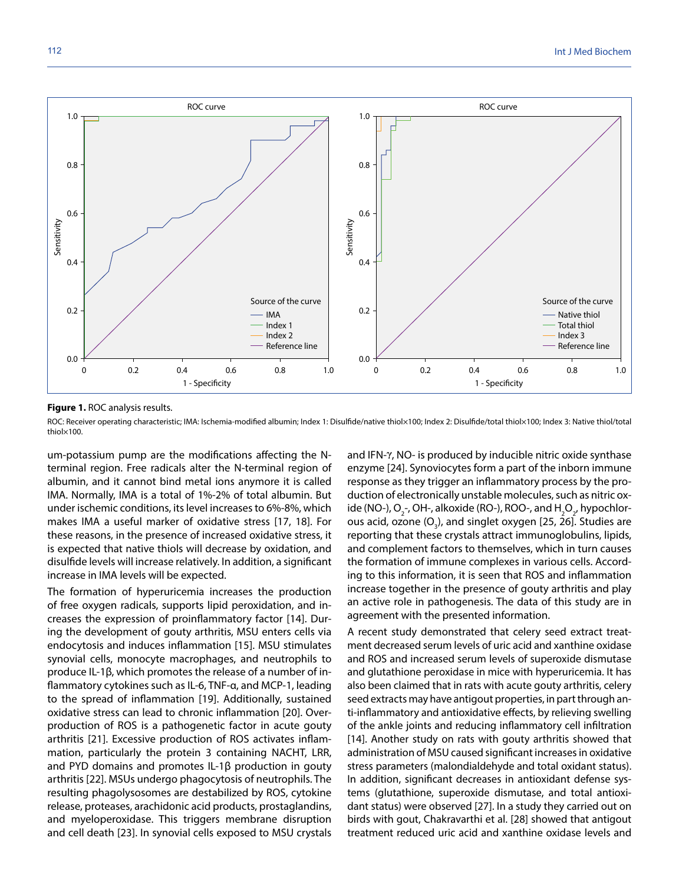**Figure 1.** ROC analysis results.

ROC: Receiver operating characteristic; IMA: Ischemia-modified albumin; Index 1: Disulfide/native thiol×100; Index 2: Disulfide/total thiol×100; Index 3: Native thiol/total thiol×100.

um-potassium pump are the modifications affecting the N-terminal region. Free radicals alter the N-terminal region of albumin, and it cannot bind metal ions anymore it is called IMA. Normally, IMA is a total of 1%-2% of total albumin. But under ischemic conditions, its level increases to 6%-8%, which makes IMA a useful marker of oxidative stress [17, 18]. For these reasons, in the presence of increased oxidative stress, it is expected that native thiols will decrease by oxidation, and disulfide levels will increase relatively. In addition, a significant increase in IMA levels will be expected.

The formation of hyperuricemia increases the production of free oxygen radicals, supports lipid peroxidation, and increases the expression of proinflammatory factor [14]. During the development of gouty arthritis, MSU enters cells via endocytosis and induces inflammation [15]. MSU stimulates synovial cells, monocyte macrophages, and neutrophils to produce IL-1β, which promotes the release of a number of inflammatory cytokines such as IL-6, TNF-α, and MCP-1, leading to the spread of inflammation [19]. Additionally, sustained oxidative stress can lead to chronic inflammation [20]. Overproduction of ROS is a pathogenetic factor in acute gouty arthritis [21]. Excessive production of ROS activates inflammation, particularly the protein 3 containing NACHT, LRR, and PYD domains and promotes IL-1β production in gouty arthritis [22]. MSUs undergo phagocytosis of neutrophils. The resulting phagolysosomes are destabilized by ROS, cytokine release, proteases, arachidonic acid products, prostaglandins, and myeloperoxidase. This triggers membrane disruption and cell death [23]. In synovial cells exposed to MSU crystals and IFN-γ, NO- is produced by inducible nitric oxide synthase enzyme [24]. Synoviocytes form a part of the inborn immune response as they trigger an inflammatory process by the production of electronically unstable molecules, such as nitric oxide (NO-), $O_2$-, OH-, alkoxide (RO-), ROO-, and $H_2O_2$, hypochlorous acid, ozone ($O_3$), and singlet oxygen [25, 26]. Studies are reporting that these crystals attract immunoglobulins, lipids, and complement factors to themselves, which in turn causes the formation of immune complexes in various cells. According to this information, it is seen that ROS and inflammation increase together in the presence of gouty arthritis and play an active role in pathogenesis. The data of this study are in agreement with the presented information.

A recent study demonstrated that celery seed extract treatment decreased serum levels of uric acid and xanthine oxidase and ROS and increased serum levels of superoxide dismutase and glutathione peroxidase in mice with hyperuricemia. It has also been claimed that in rats with acute gouty arthritis, celery seed extracts may have antigout properties, in part through anti-inflammatory and antioxidative effects, by relieving swelling of the ankle joints and reducing inflammatory cell infiltration [14]. Another study on rats with gouty arthritis showed that administration of MSU caused significant increases in oxidative stress parameters (malondialdehyde and total oxidant status). In addition, significant decreases in antioxidant defense systems (glutathione, superoxide dismutase, and total antioxidant status) were observed [27]. In a study they carried out on birds with gout, Chakravarthi et al. [28] showed that antigout treatment reduced uric acid and xanthine oxidase levels and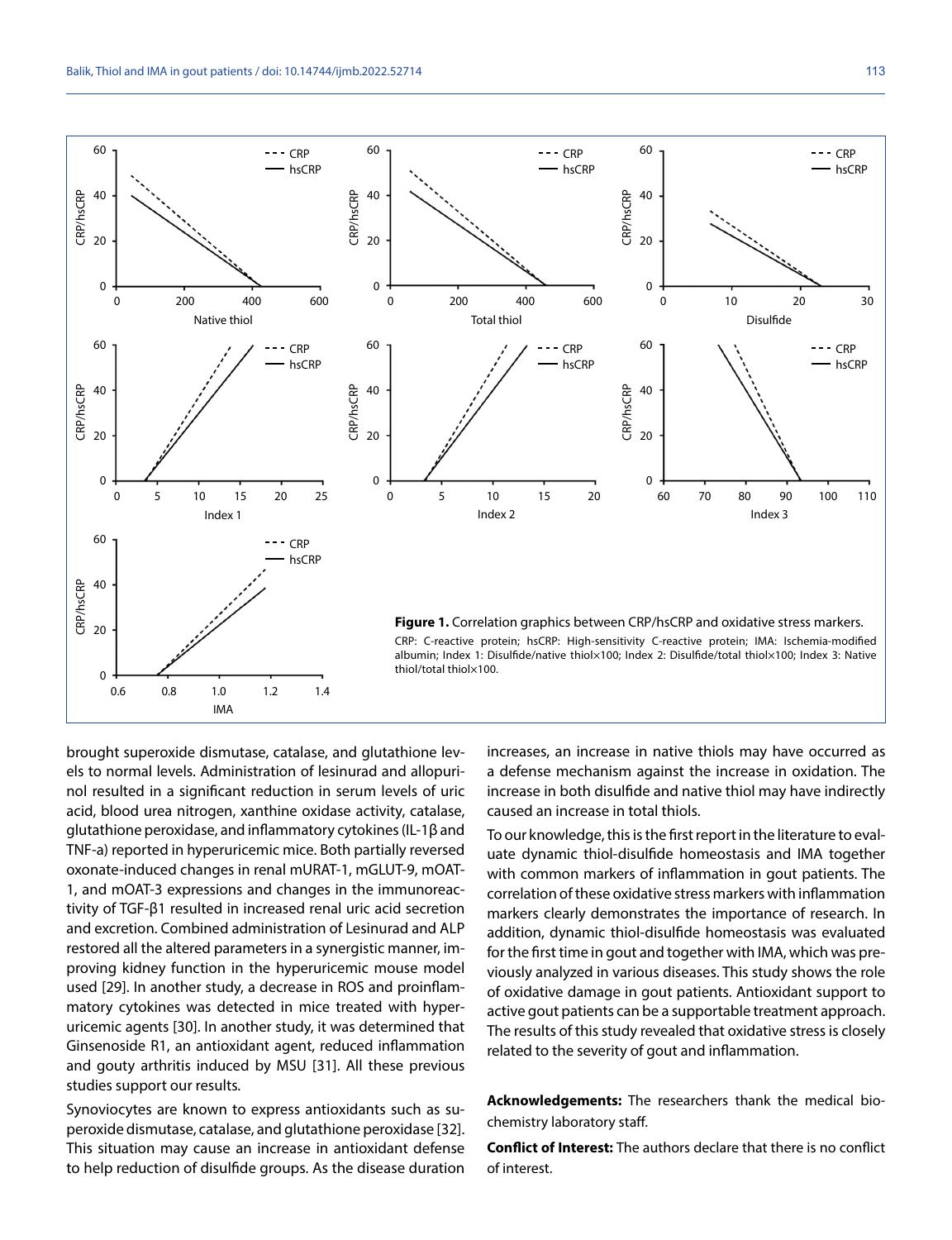**Figure 1.** Correlation graphics between CRP/hsCRP and oxidative stress markers.

CRP: C-reactive protein; hsCRP: High-sensitivity C-reactive protein; IMA: Ischemia-modified albumin; Index 1: Disulfide/native thiol×100; Index 2: Disulfide/total thiol×100; Index 3: Native thiol/total thiol×100.

brought superoxide dismutase, catalase, and glutathione levels to normal levels. Administration of lesinurad and allopurinol resulted in a significant reduction in serum levels of uric acid, blood urea nitrogen, xanthine oxidase activity, catalase, glutathione peroxidase, and inflammatory cytokines (IL-1β and TNF-a) reported in hyperuricemic mice. Both partially reversed oxonate-induced changes in renal mURAT-1, mGLUT-9, mOAT-1, and mOAT-3 expressions and changes in the immunoreactivity of TGF-β1 resulted in increased renal uric acid secretion and excretion. Combined administration of Lesinurad and ALP restored all the altered parameters in a synergistic manner, improving kidney function in the hyperuricemic mouse model used [29]. In another study, a decrease in ROS and proinflammatory cytokines was detected in mice treated with hyperuricemic agents [30]. In another study, it was determined that Ginsenoside R1, an antioxidant agent, reduced inflammation and gouty arthritis induced by MSU [31]. All these previous studies support our results.

Synoviocytes are known to express antioxidants such as superoxide dismutase, catalase, and glutathione peroxidase [32]. This situation may cause an increase in antioxidant defense to help reduction of disulfide groups. As the disease duration increases, an increase in native thiols may have occurred as a defense mechanism against the increase in oxidation. The increase in both disulfide and native thiol may have indirectly caused an increase in total thiols.

To our knowledge, this is the first report in the literature to evaluate dynamic thiol-disulfide homeostasis and IMA together with common markers of inflammation in gout patients. The correlation of these oxidative stress markers with inflammation markers clearly demonstrates the importance of research. In addition, dynamic thiol-disulfide homeostasis was evaluated for the first time in gout and together with IMA, which was previously analyzed in various diseases. This study shows the role of oxidative damage in gout patients. Antioxidant support to active gout patients can be a supportable treatment approach. The results of this study revealed that oxidative stress is closely related to the severity of gout and inflammation.

**Acknowledgements:** The researchers thank the medical biochemistry laboratory staff.

**Conflict of Interest:** The authors declare that there is no conflict of interest.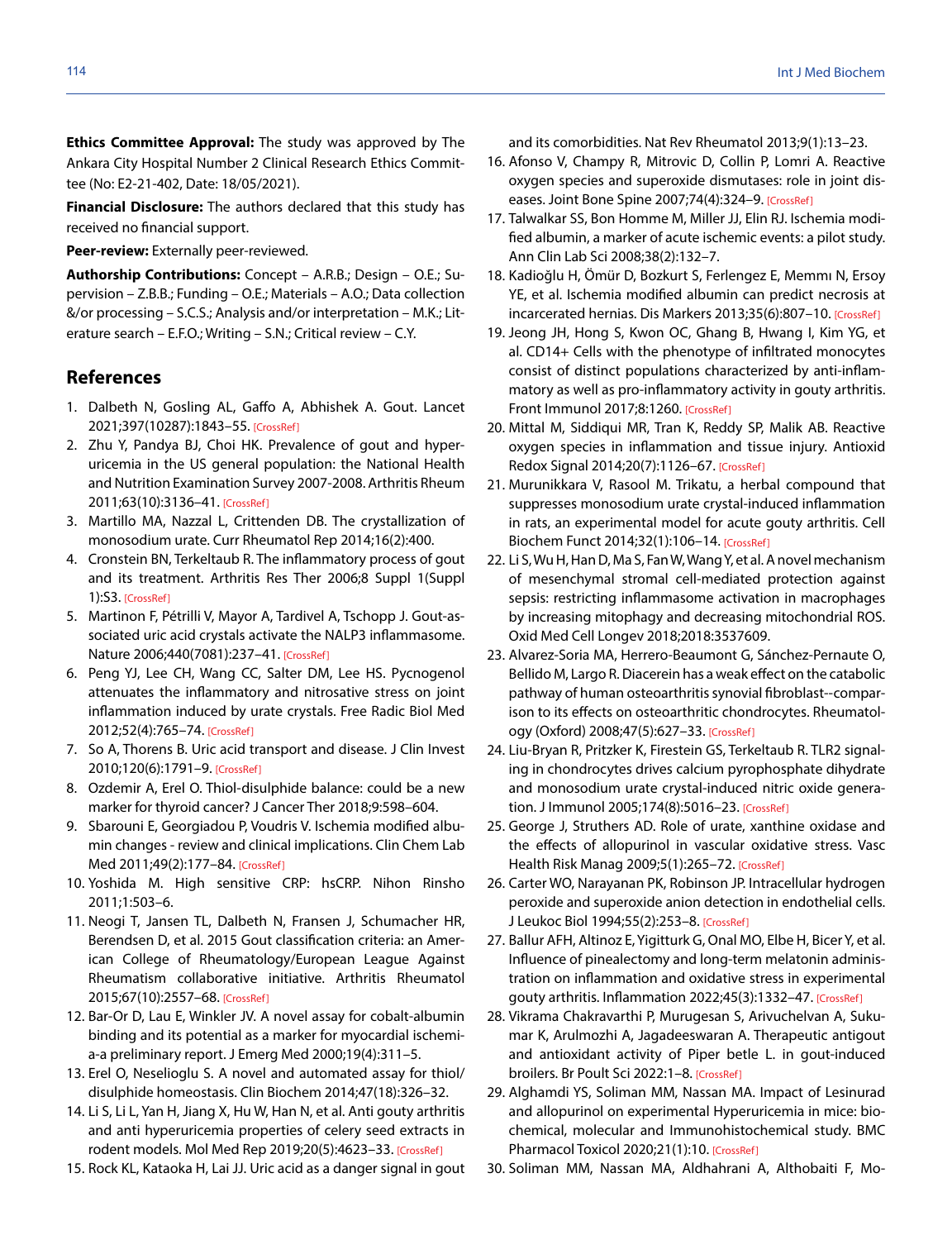**Ethics Committee Approval:** The study was approved by The Ankara City Hospital Number 2 Clinical Research Ethics Committee (No: E2-21-402, Date: 18/05/2021).

**Financial Disclosure:** The authors declared that this study has received no financial support.

**Peer-review:** Externally peer-reviewed.

**Authorship Contributions:** Concept – A.R.B.; Design – O.E.; Supervision – Z.B.B.; Funding – O.E.; Materials – A.O.; Data collection &/or processing – S.C.S.; Analysis and/or interpretation – M.K.; Literature search – E.F.O.; Writing – S.N.; Critical review – C.Y.

## References

1. Dalbeth N, Gosling AL, Gaffo A, Abhishek A. Gout. Lancet 2021;397(10287):1843–55. [CrossRef]
2. Zhu Y, Pandya BJ, Choi HK. Prevalence of gout and hyperuricemia in the US general population: the National Health and Nutrition Examination Survey 2007-2008. Arthritis Rheum 2011;63(10):3136–41. [CrossRef]
3. Martillo MA, Nazzal L, Crittenden DB. The crystallization of monosodium urate. Curr Rheumatol Rep 2014;16(2):400.
4. Cronstein BN, Terkeltaub R. The inflammatory process of gout and its treatment. Arthritis Res Ther 2006;8 Suppl 1(Suppl 1):S3. [CrossRef]
5. Martinon F, Pétrilli V, Mayor A, Tardivel A, Tschopp J. Gout-associated uric acid crystals activate the NALP3 inflammasome. Nature 2006;440(7081):237–41. [CrossRef]
6. Peng YJ, Lee CH, Wang CC, Salter DM, Lee HS. Pycnogenol attenuates the inflammatory and nitrosative stress on joint inflammation induced by urate crystals. Free Radic Biol Med 2012;52(4):765–74. [CrossRef]
7. So A, Thorens B. Uric acid transport and disease. J Clin Invest 2010;120(6):1791–9. [CrossRef]
8. Ozdemir A, Erel O. Thiol-disulphide balance: could be a new marker for thyroid cancer? J Cancer Ther 2018;9:598–604.
9. Sbarouni E, Georgiadou P, Voudris V. Ischemia modified albumin changes - review and clinical implications. Clin Chem Lab Med 2011;49(2):177–84. [CrossRef]
10. Yoshida M. High sensitive CRP: hsCRP. Nihon Rinsho 2011;1:503–6.
11. Neogi T, Jansen TL, Dalbeth N, Fransen J, Schumacher HR, Berendsen D, et al. 2015 Gout classification criteria: an American College of Rheumatology/European League Against Rheumatism collaborative initiative. Arthritis Rheumatol 2015;67(10):2557–68. [CrossRef]
12. Bar-Or D, Lau E, Winkler JV. A novel assay for cobalt-albumin binding and its potential as a marker for myocardial ischemia-a preliminary report. J Emerg Med 2000;19(4):311–5.
13. Erel O, Neselioglu S. A novel and automated assay for thiol/disulphide homeostasis. Clin Biochem 2014;47(18):326–32.
14. Li S, Li L, Yan H, Jiang X, Hu W, Han N, et al. Anti gouty arthritis and anti hyperuricemia properties of celery seed extracts in rodent models. Mol Med Rep 2019;20(5):4623–33. [CrossRef]
15. Rock KL, Kataoka H, Lai JJ. Uric acid as a danger signal in gout and its comorbidities. Nat Rev Rheumatol 2013;9(1):13–23.
16. Afonso V, Champy R, Mitrovic D, Collin P, Lomri A. Reactive oxygen species and superoxide dismutases: role in joint diseases. Joint Bone Spine 2007;74(4):324–9. [CrossRef]
17. Talwalkar SS, Bon Homme M, Miller JJ, Elin RJ. Ischemia modified albumin, a marker of acute ischemic events: a pilot study. Ann Clin Lab Sci 2008;38(2):132–7.
18. Kadioğlu H, Ömür D, Bozkurt S, Ferlengez E, Memmı N, Ersoy YE, et al. Ischemia modified albumin can predict necrosis at incarcerated hernias. Dis Markers 2013;35(6):807–10. [CrossRef]
19. Jeong JH, Hong S, Kwon OC, Ghang B, Hwang I, Kim YG, et al. CD14+ Cells with the phenotype of infiltrated monocytes consist of distinct populations characterized by anti-inflammatory as well as pro-inflammatory activity in gouty arthritis. Front Immunol 2017;8:1260. [CrossRef]
20. Mittal M, Siddiqui MR, Tran K, Reddy SP, Malik AB. Reactive oxygen species in inflammation and tissue injury. Antioxid Redox Signal 2014;20(7):1126–67. [CrossRef]
21. Murunikkara V, Rasool M. Trikatu, a herbal compound that suppresses monosodium urate crystal-induced inflammation in rats, an experimental model for acute gouty arthritis. Cell Biochem Funct 2014;32(1):106–14. [CrossRef]
22. Li S, Wu H, Han D, Ma S, Fan W, Wang Y, et al. A novel mechanism of mesenchymal stromal cell-mediated protection against sepsis: restricting inflammasome activation in macrophages by increasing mitophagy and decreasing mitochondrial ROS. Oxid Med Cell Longev 2018;2018:3537609.
23. Alvarez-Soria MA, Herrero-Beaumont G, Sánchez-Pernaute O, Bellido M, Largo R. Diacerein has a weak effect on the catabolic pathway of human osteoarthritis synovial fibroblast--comparison to its effects on osteoarthritic chondrocytes. Rheumatology (Oxford) 2008;47(5):627–33. [CrossRef]
24. Liu-Bryan R, Pritzker K, Firestein GS, Terkeltaub R. TLR2 signaling in chondrocytes drives calcium pyrophosphate dihydrate and monosodium urate crystal-induced nitric oxide generation. J Immunol 2005;174(8):5016–23. [CrossRef]
25. George J, Struthers AD. Role of urate, xanthine oxidase and the effects of allopurinol in vascular oxidative stress. Vasc Health Risk Manag 2009;5(1):265–72. [CrossRef]
26. Carter WO, Narayanan PK, Robinson JP. Intracellular hydrogen peroxide and superoxide anion detection in endothelial cells. J Leukoc Biol 1994;55(2):253–8. [CrossRef]
27. Ballur AFH, Altinoz E, Yigitturk G, Onal MO, Elbe H, Bicer Y, et al. Influence of pinealectomy and long-term melatonin administration on inflammation and oxidative stress in experimental gouty arthritis. Inflammation 2022;45(3):1332–47. [CrossRef]
28. Vikrama Chakravarthi P, Murugesan S, Arivuchelvan A, Sukumar K, Arulmozhi A, Jagadeeswaran A. Therapeutic antigout and antioxidant activity of Piper betle L. in gout-induced broilers. Br Poult Sci 2022:1–8. [CrossRef]
29. Alghamdi YS, Soliman MM, Nassan MA. Impact of Lesinurad and allopurinol on experimental Hyperuricemia in mice: biochemical, molecular and Immunohistochemical study. BMC Pharmacol Toxicol 2020;21(1):10. [CrossRef]
30. Soliman MM, Nassan MA, Aldhahrani A, Althobaiti F, Mo-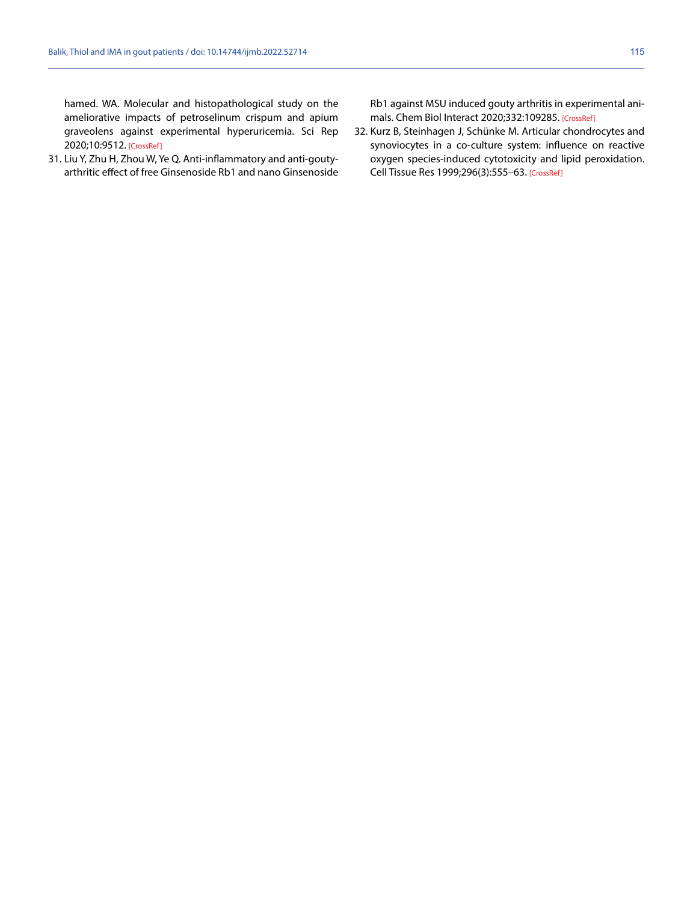hamed. WA. Molecular and histopathological study on the ameliorative impacts of petroselinum crispum and apium graveolens against experimental hyperuricemia. Sci Rep 2020;10:9512. [CrossRef]

31. Liu Y, Zhu H, Zhou W, Ye Q. Anti-inflammatory and anti-gouty-arthritic effect of free Ginsenoside Rb1 and nano Ginsenoside Rb1 against MSU induced gouty arthritis in experimental animals. Chem Biol Interact 2020;332:109285. [CrossRef]

32. Kurz B, Steinhagen J, Schünke M. Articular chondrocytes and synoviocytes in a co-culture system: influence on reactive oxygen species-induced cytotoxicity and lipid peroxidation. Cell Tissue Res 1999;296(3):555–63. [CrossRef]